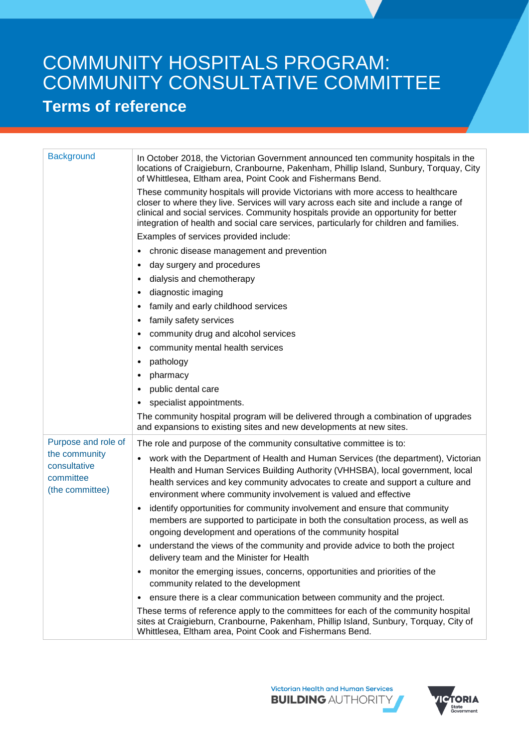# COMMUNITY HOSPITALS PROGRAM: COMMUNITY CONSULTATIVE COMMITTEE

## Terms of reference

| | |
|---|---|
| Background | In October 2018, the Victorian Government announced ten community hospitals in the locations of Craigieburn, Cranbourne, Pakenham, Phillip Island, Sunbury, Torquay, City of Whittlesea, Eltham area, Point Cook and Fishermans Bend.<br><br>These community hospitals will provide Victorians with more access to healthcare closer to where they live. Services will vary across each site and include a range of clinical and social services. Community hospitals provide an opportunity for better integration of health and social care services, particularly for children and families.<br><br>Examples of services provided include:<br>• chronic disease management and prevention<br>• day surgery and procedures<br>• dialysis and chemotherapy<br>• diagnostic imaging<br>• family and early childhood services<br>• family safety services<br>• community drug and alcohol services<br>• community mental health services<br>• pathology<br>• pharmacy<br>• public dental care<br>• specialist appointments.<br><br>The community hospital program will be delivered through a combination of upgrades and expansions to existing sites and new developments at new sites. |
| Purpose and role of the community consultative committee (the committee) | The role and purpose of the community consultative committee is to:<br>• work with the Department of Health and Human Services (the department), Victorian Health and Human Services Building Authority (VHHSBA), local government, local health services and key community advocates to create and support a culture and environment where community involvement is valued and effective<br>• identify opportunities for community involvement and ensure that community members are supported to participate in both the consultation process, as well as ongoing development and operations of the community hospital<br>• understand the views of the community and provide advice to both the project delivery team and the Minister for Health<br>• monitor the emerging issues, concerns, opportunities and priorities of the community related to the development<br>• ensure there is a clear communication between community and the project.<br><br>These terms of reference apply to the committees for each of the community hospital sites at Craigieburn, Cranbourne, Pakenham, Phillip Island, Sunbury, Torquay, City of Whittlesea, Eltham area, Point Cook and Fishermans Bend. |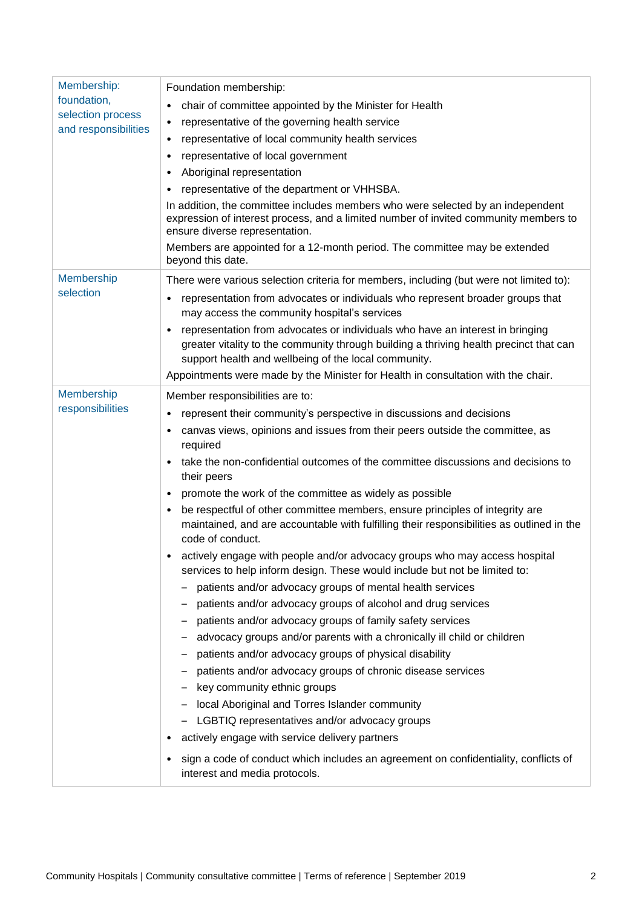| Membership: foundation, selection process and responsibilities | Foundation membership:<br>• chair of committee appointed by the Minister for Health<br>• representative of the governing health service<br>• representative of local community health services<br>• representative of local government<br>• Aboriginal representation<br>• representative of the department or VHHSBA.<br>In addition, the committee includes members who were selected by an independent expression of interest process, and a limited number of invited community members to ensure diverse representation.<br>Members are appointed for a 12-month period. The committee may be extended beyond this date. |
|---|---|
| Membership selection | There were various selection criteria for members, including (but were not limited to):<br>• representation from advocates or individuals who represent broader groups that may access the community hospital's services<br>• representation from advocates or individuals who have an interest in bringing greater vitality to the community through building a thriving health precinct that can support health and wellbeing of the local community.<br>Appointments were made by the Minister for Health in consultation with the chair. |
| Membership responsibilities | Member responsibilities are to:<br>• represent their community's perspective in discussions and decisions<br>• canvas views, opinions and issues from their peers outside the committee, as required<br>• take the non-confidential outcomes of the committee discussions and decisions to their peers<br>• promote the work of the committee as widely as possible<br>• be respectful of other committee members, ensure principles of integrity are maintained, and are accountable with fulfilling their responsibilities as outlined in the code of conduct.<br>• actively engage with people and/or advocacy groups who may access hospital services to help inform design. These would include but not be limited to:<br>– patients and/or advocacy groups of mental health services<br>– patients and/or advocacy groups of alcohol and drug services<br>– patients and/or advocacy groups of family safety services<br>– advocacy groups and/or parents with a chronically ill child or children<br>– patients and/or advocacy groups of physical disability<br>– patients and/or advocacy groups of chronic disease services<br>– key community ethnic groups<br>– local Aboriginal and Torres Islander community<br>– LGBTIQ representatives and/or advocacy groups<br>• actively engage with service delivery partners<br>• sign a code of conduct which includes an agreement on confidentiality, conflicts of interest and media protocols. |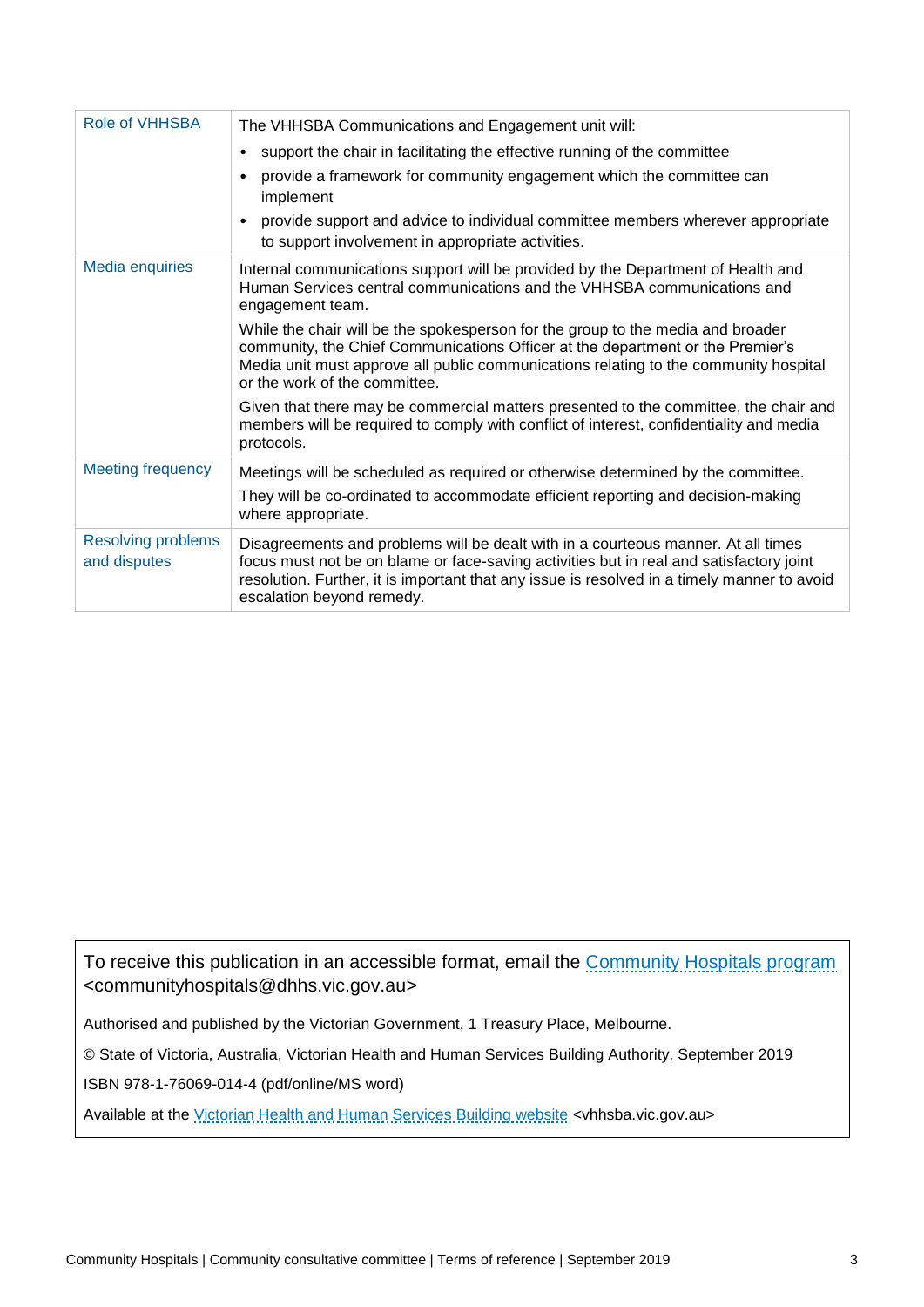| | |
|---|---|
| Role of VHHSBA | The VHHSBA Communications and Engagement unit will:<br>• support the chair in facilitating the effective running of the committee<br>• provide a framework for community engagement which the committee can implement<br>• provide support and advice to individual committee members wherever appropriate to support involvement in appropriate activities. |
| Media enquiries | Internal communications support will be provided by the Department of Health and Human Services central communications and the VHHSBA communications and engagement team.<br>While the chair will be the spokesperson for the group to the media and broader community, the Chief Communications Officer at the department or the Premier's Media unit must approve all public communications relating to the community hospital or the work of the committee.<br>Given that there may be commercial matters presented to the committee, the chair and members will be required to comply with conflict of interest, confidentiality and media protocols. |
| Meeting frequency | Meetings will be scheduled as required or otherwise determined by the committee.<br>They will be co-ordinated to accommodate efficient reporting and decision-making where appropriate. |
| Resolving problems and disputes | Disagreements and problems will be dealt with in a courteous manner. At all times focus must not be on blame or face-saving activities but in real and satisfactory joint resolution. Further, it is important that any issue is resolved in a timely manner to avoid escalation beyond remedy. |

To receive this publication in an accessible format, email the [Community Hospitals program](mailto:communityhospitals@dhhs.vic.gov.au) <communityhospitals@dhhs.vic.gov.au>

Authorised and published by the Victorian Government, 1 Treasury Place, Melbourne.

© State of Victoria, Australia, Victorian Health and Human Services Building Authority, September 2019

ISBN 978-1-76069-014-4 (pdf/online/MS word)

Available at the [Victorian Health and Human Services Building website](https://vhhsba.vic.gov.au) <vhhsba.vic.gov.au>